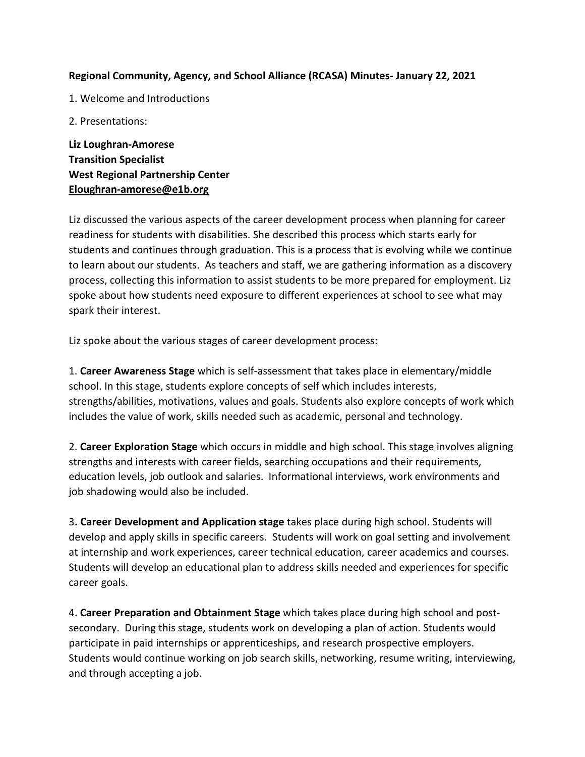**Regional Community, Agency, and School Alliance (RCASA) Minutes- January 22, 2021**

1. Welcome and Introductions

2. Presentations:

**Liz Loughran-Amorese**
**Transition Specialist**
**West Regional Partnership Center**
**Eloughran-amorese@e1b.org**

Liz discussed the various aspects of the career development process when planning for career readiness for students with disabilities. She described this process which starts early for students and continues through graduation. This is a process that is evolving while we continue to learn about our students. As teachers and staff, we are gathering information as a discovery process, collecting this information to assist students to be more prepared for employment. Liz spoke about how students need exposure to different experiences at school to see what may spark their interest.

Liz spoke about the various stages of career development process:

1. **Career Awareness Stage** which is self-assessment that takes place in elementary/middle school. In this stage, students explore concepts of self which includes interests, strengths/abilities, motivations, values and goals. Students also explore concepts of work which includes the value of work, skills needed such as academic, personal and technology.

2. **Career Exploration Stage** which occurs in middle and high school. This stage involves aligning strengths and interests with career fields, searching occupations and their requirements, education levels, job outlook and salaries. Informational interviews, work environments and job shadowing would also be included.

3**. Career Development and Application stage** takes place during high school. Students will develop and apply skills in specific careers. Students will work on goal setting and involvement at internship and work experiences, career technical education, career academics and courses. Students will develop an educational plan to address skills needed and experiences for specific career goals.

4. **Career Preparation and Obtainment Stage** which takes place during high school and post-secondary. During this stage, students work on developing a plan of action. Students would participate in paid internships or apprenticeships, and research prospective employers. Students would continue working on job search skills, networking, resume writing, interviewing, and through accepting a job.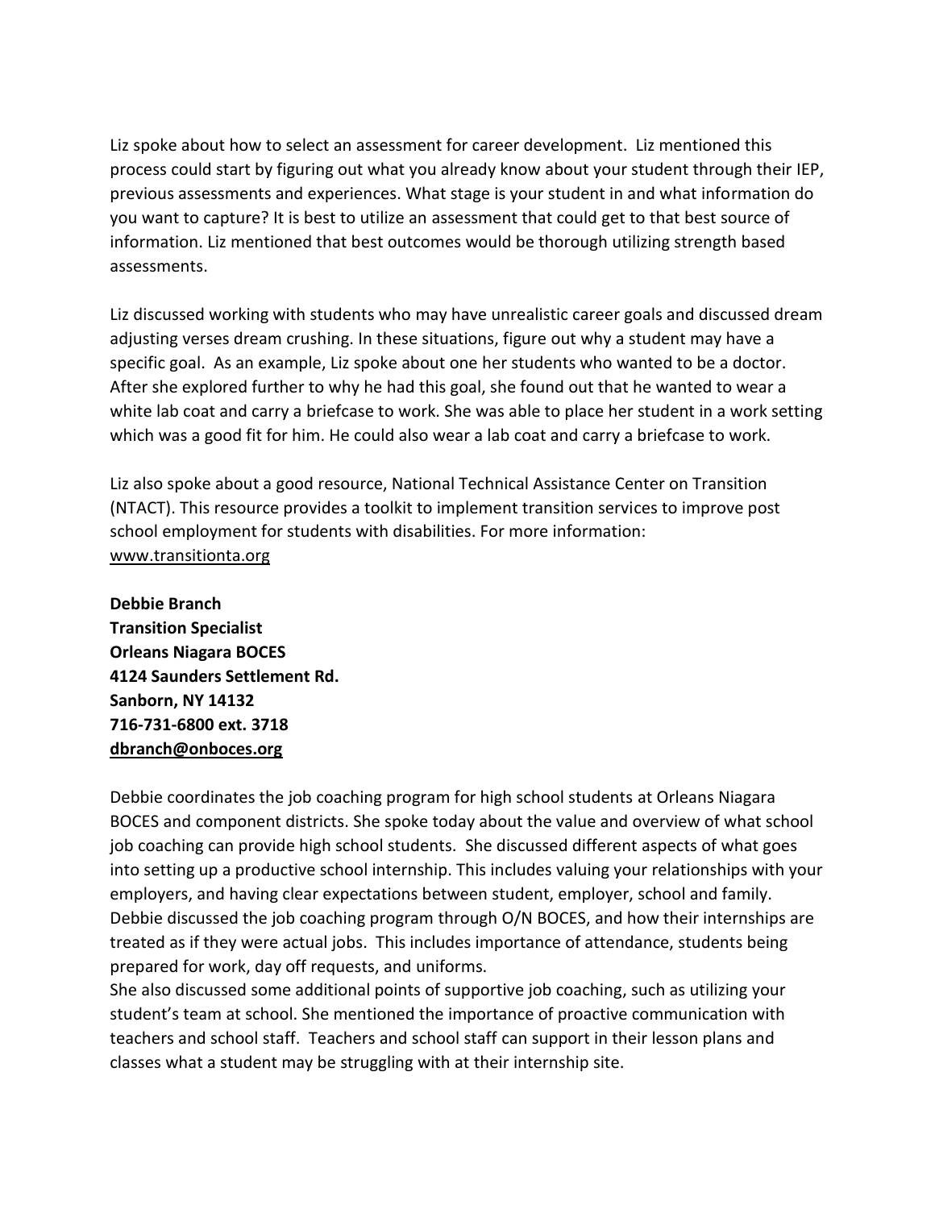Liz spoke about how to select an assessment for career development. Liz mentioned this process could start by figuring out what you already know about your student through their IEP, previous assessments and experiences. What stage is your student in and what information do you want to capture? It is best to utilize an assessment that could get to that best source of information. Liz mentioned that best outcomes would be thorough utilizing strength based assessments.

Liz discussed working with students who may have unrealistic career goals and discussed dream adjusting verses dream crushing. In these situations, figure out why a student may have a specific goal. As an example, Liz spoke about one her students who wanted to be a doctor. After she explored further to why he had this goal, she found out that he wanted to wear a white lab coat and carry a briefcase to work. She was able to place her student in a work setting which was a good fit for him. He could also wear a lab coat and carry a briefcase to work.

Liz also spoke about a good resource, National Technical Assistance Center on Transition (NTACT). This resource provides a toolkit to implement transition services to improve post school employment for students with disabilities. For more information: www.transitionta.org

**Debbie Branch**
**Transition Specialist**
**Orleans Niagara BOCES**
**4124 Saunders Settlement Rd.**
**Sanborn, NY 14132**
**716-731-6800 ext. 3718**
**dbranch@onboces.org**

Debbie coordinates the job coaching program for high school students at Orleans Niagara BOCES and component districts. She spoke today about the value and overview of what school job coaching can provide high school students. She discussed different aspects of what goes into setting up a productive school internship. This includes valuing your relationships with your employers, and having clear expectations between student, employer, school and family. Debbie discussed the job coaching program through O/N BOCES, and how their internships are treated as if they were actual jobs. This includes importance of attendance, students being prepared for work, day off requests, and uniforms.
She also discussed some additional points of supportive job coaching, such as utilizing your student's team at school. She mentioned the importance of proactive communication with teachers and school staff. Teachers and school staff can support in their lesson plans and classes what a student may be struggling with at their internship site.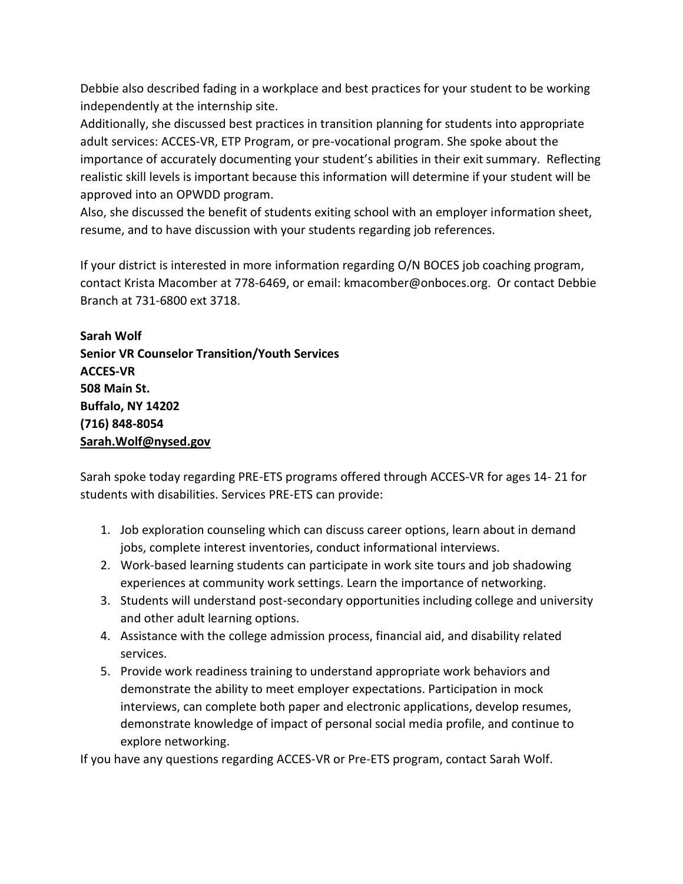Debbie also described fading in a workplace and best practices for your student to be working independently at the internship site.
Additionally, she discussed best practices in transition planning for students into appropriate adult services: ACCES-VR, ETP Program, or pre-vocational program. She spoke about the importance of accurately documenting your student's abilities in their exit summary. Reflecting realistic skill levels is important because this information will determine if your student will be approved into an OPWDD program.
Also, she discussed the benefit of students exiting school with an employer information sheet, resume, and to have discussion with your students regarding job references.

If your district is interested in more information regarding O/N BOCES job coaching program, contact Krista Macomber at 778-6469, or email: kmacomber@onboces.org. Or contact Debbie Branch at 731-6800 ext 3718.

**Sarah Wolf**
**Senior VR Counselor Transition/Youth Services**
**ACCES-VR**
**508 Main St.**
**Buffalo, NY 14202**
**(716) 848-8054**
**Sarah.Wolf@nysed.gov**

Sarah spoke today regarding PRE-ETS programs offered through ACCES-VR for ages 14- 21 for students with disabilities. Services PRE-ETS can provide:

1. Job exploration counseling which can discuss career options, learn about in demand jobs, complete interest inventories, conduct informational interviews.
2. Work-based learning students can participate in work site tours and job shadowing experiences at community work settings. Learn the importance of networking.
3. Students will understand post-secondary opportunities including college and university and other adult learning options.
4. Assistance with the college admission process, financial aid, and disability related services.
5. Provide work readiness training to understand appropriate work behaviors and demonstrate the ability to meet employer expectations. Participation in mock interviews, can complete both paper and electronic applications, develop resumes, demonstrate knowledge of impact of personal social media profile, and continue to explore networking.

If you have any questions regarding ACCES-VR or Pre-ETS program, contact Sarah Wolf.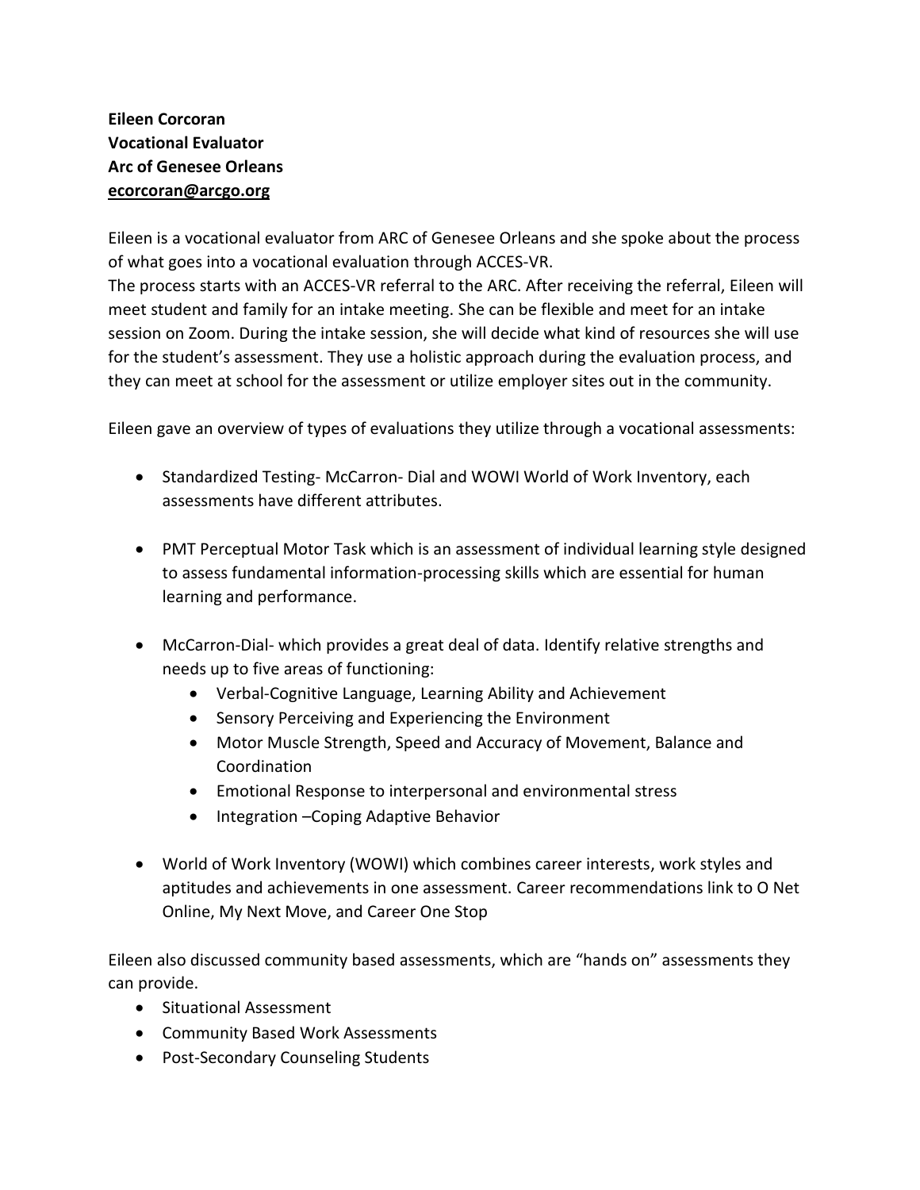**Eileen Corcoran**
**Vocational Evaluator**
**Arc of Genesee Orleans**
**ecorcoran@arcgo.org**

Eileen is a vocational evaluator from ARC of Genesee Orleans and she spoke about the process of what goes into a vocational evaluation through ACCES-VR.
The process starts with an ACCES-VR referral to the ARC. After receiving the referral, Eileen will meet student and family for an intake meeting. She can be flexible and meet for an intake session on Zoom. During the intake session, she will decide what kind of resources she will use for the student's assessment. They use a holistic approach during the evaluation process, and they can meet at school for the assessment or utilize employer sites out in the community.

Eileen gave an overview of types of evaluations they utilize through a vocational assessments:

- Standardized Testing- McCarron- Dial and WOWI World of Work Inventory, each assessments have different attributes.

- PMT Perceptual Motor Task which is an assessment of individual learning style designed to assess fundamental information-processing skills which are essential for human learning and performance.

- McCarron-Dial- which provides a great deal of data. Identify relative strengths and needs up to five areas of functioning:
  - Verbal-Cognitive Language, Learning Ability and Achievement
  - Sensory Perceiving and Experiencing the Environment
  - Motor Muscle Strength, Speed and Accuracy of Movement, Balance and Coordination
  - Emotional Response to interpersonal and environmental stress
  - Integration –Coping Adaptive Behavior

- World of Work Inventory (WOWI) which combines career interests, work styles and aptitudes and achievements in one assessment. Career recommendations link to O Net Online, My Next Move, and Career One Stop

Eileen also discussed community based assessments, which are "hands on" assessments they can provide.

- Situational Assessment
- Community Based Work Assessments
- Post-Secondary Counseling Students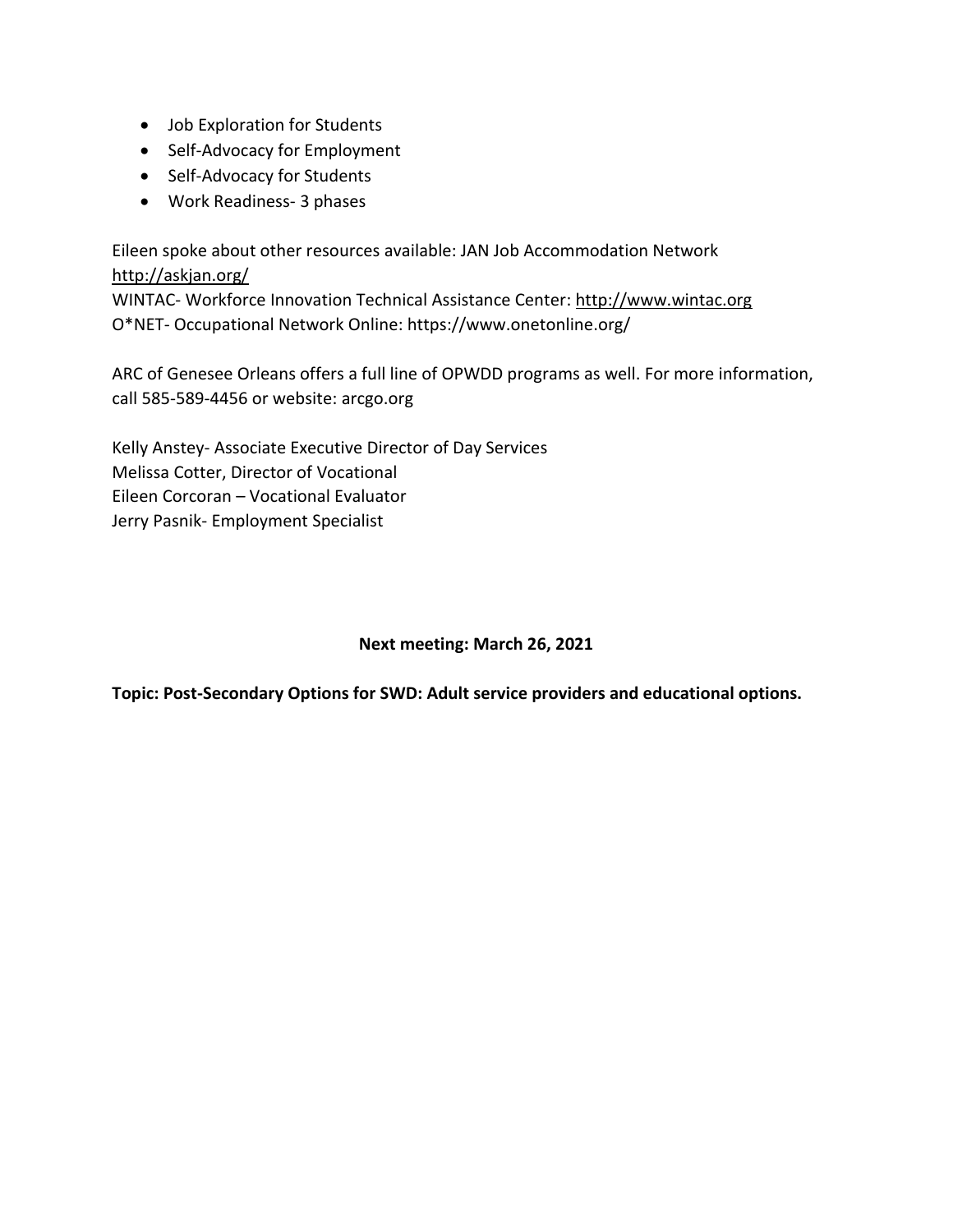- Job Exploration for Students
- Self-Advocacy for Employment
- Self-Advocacy for Students
- Work Readiness- 3 phases

Eileen spoke about other resources available: JAN Job Accommodation Network http://askjan.org/
WINTAC- Workforce Innovation Technical Assistance Center: http://www.wintac.org
O*NET- Occupational Network Online: https://www.onetonline.org/

ARC of Genesee Orleans offers a full line of OPWDD programs as well. For more information, call 585-589-4456 or website: arcgo.org

Kelly Anstey- Associate Executive Director of Day Services
Melissa Cotter, Director of Vocational
Eileen Corcoran – Vocational Evaluator
Jerry Pasnik- Employment Specialist

**Next meeting: March 26, 2021**

**Topic: Post-Secondary Options for SWD: Adult service providers and educational options.**